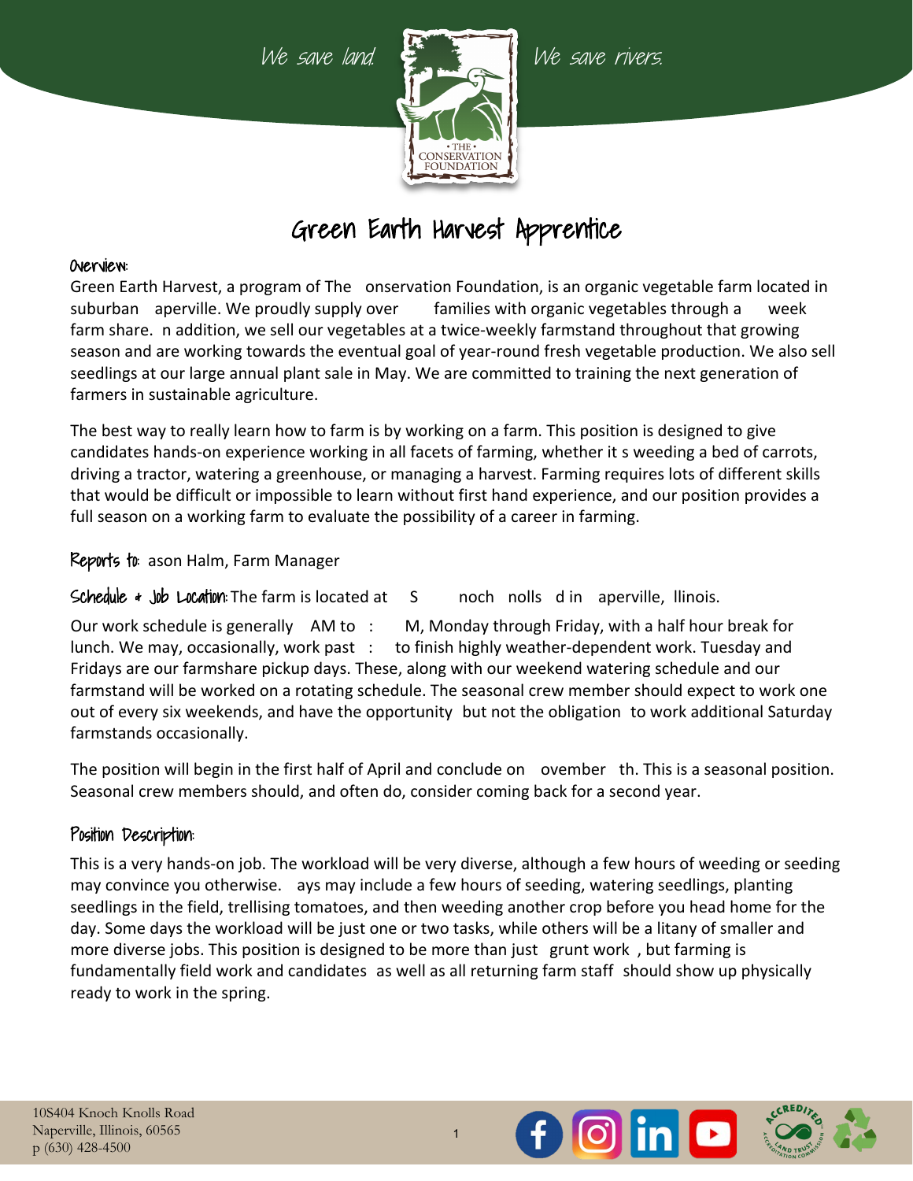We save land. We save rivers.

# Green Earth Harvest Apprentice

## Overview:

Green Earth Harvest, a program of The onservation Foundation, is an organic vegetable farm located in suburban aperville. We proudly supply over families with organic vegetables through a week farm share. n addition, we sell our vegetables at a twice-weekly farmstand throughout that growing season and are working towards the eventual goal of year-round fresh vegetable production. We also sell seedlings at our large annual plant sale in May. We are committed to training the next generation of farmers in sustainable agriculture.

The best way to really learn how to farm is by working on a farm. This position is designed to give candidates hands-on experience working in all facets of farming, whether it s weeding a bed of carrots, driving a tractor, watering a greenhouse, or managing a harvest. Farming requires lots of different skills that would be difficult or impossible to learn without first hand experience, and our position provides a full season on a working farm to evaluate the possibility of a career in farming.

**Reports to:** ason Halm, Farm Manager

**Schedule + Job Location:** The farm is located at S noch nolls d in aperville, llinois.

Our work schedule is generally AM to : M, Monday through Friday, with a half hour break for lunch. We may, occasionally, work past : to finish highly weather-dependent work. Tuesday and Fridays are our farmshare pickup days. These, along with our weekend watering schedule and our farmstand will be worked on a rotating schedule. The seasonal crew member should expect to work one out of every six weekends, and have the opportunity but not the obligation to work additional Saturday farmstands occasionally.

The position will begin in the first half of April and conclude on ovember th. This is a seasonal position. Seasonal crew members should, and often do, consider coming back for a second year.

## Position Description:

This is a very hands-on job. The workload will be very diverse, although a few hours of weeding or seeding may convince you otherwise. ays may include a few hours of seeding, watering seedlings, planting seedlings in the field, trellising tomatoes, and then weeding another crop before you head home for the day. Some days the workload will be just one or two tasks, while others will be a litany of smaller and more diverse jobs. This position is designed to be more than just grunt work , but farming is fundamentally field work and candidates as well as all returning farm staff should show up physically ready to work in the spring.

10S404 Knoch Knolls Road
Naperville, Illinois, 60565
p (630) 428-4500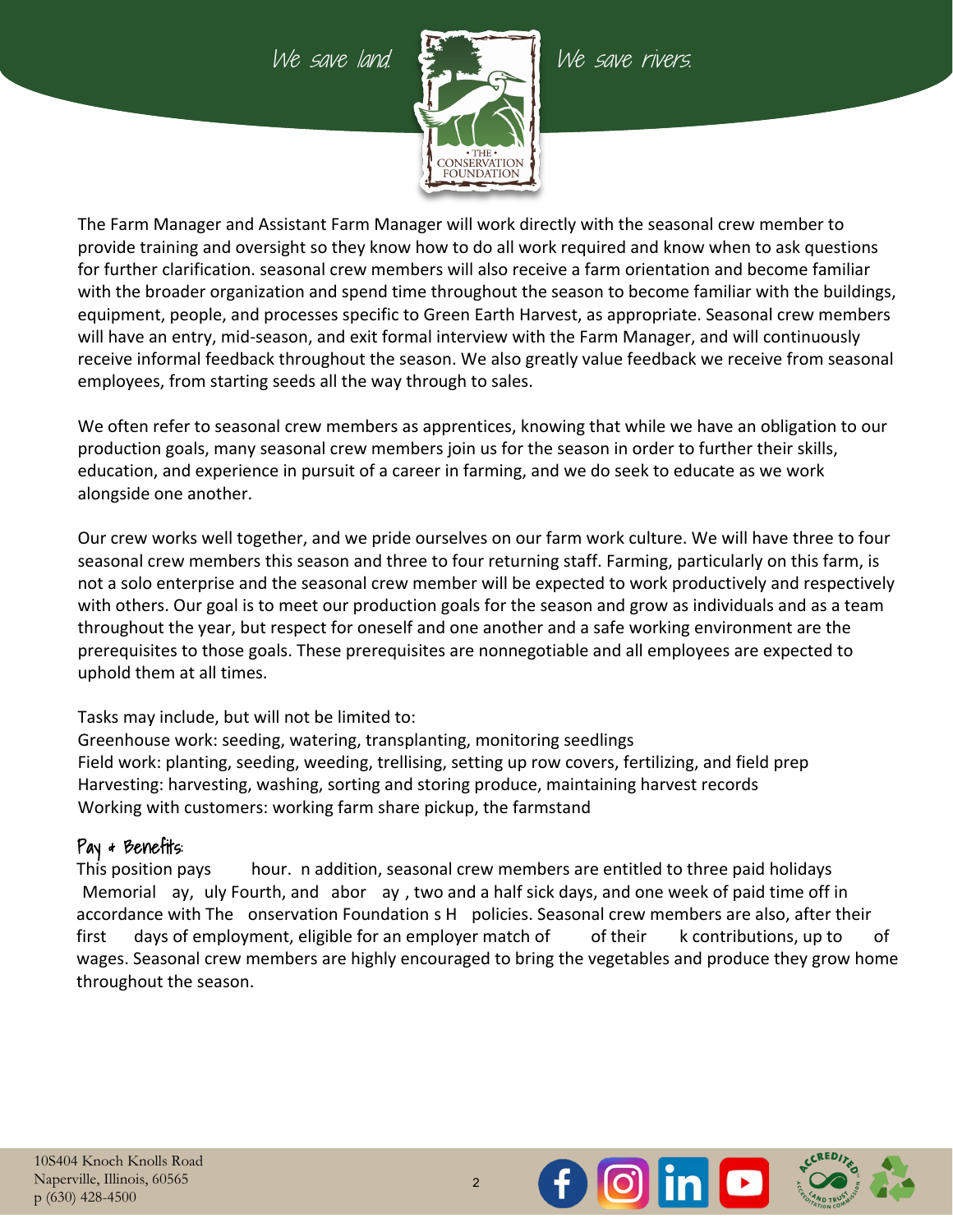The Farm Manager and Assistant Farm Manager will work directly with the seasonal crew member to provide training and oversight so they know how to do all work required and know when to ask questions for further clarification. seasonal crew members will also receive a farm orientation and become familiar with the broader organization and spend time throughout the season to become familiar with the buildings, equipment, people, and processes specific to Green Earth Harvest, as appropriate. Seasonal crew members will have an entry, mid-season, and exit formal interview with the Farm Manager, and will continuously receive informal feedback throughout the season. We also greatly value feedback we receive from seasonal employees, from starting seeds all the way through to sales.

We often refer to seasonal crew members as apprentices, knowing that while we have an obligation to our production goals, many seasonal crew members join us for the season in order to further their skills, education, and experience in pursuit of a career in farming, and we do seek to educate as we work alongside one another.

Our crew works well together, and we pride ourselves on our farm work culture. We will have three to four seasonal crew members this season and three to four returning staff. Farming, particularly on this farm, is not a solo enterprise and the seasonal crew member will be expected to work productively and respectively with others. Our goal is to meet our production goals for the season and grow as individuals and as a team throughout the year, but respect for oneself and one another and a safe working environment are the prerequisites to those goals. These prerequisites are nonnegotiable and all employees are expected to uphold them at all times.

Tasks may include, but will not be limited to:
Greenhouse work: seeding, watering, transplanting, monitoring seedlings
Field work: planting, seeding, weeding, trellising, setting up row covers, fertilizing, and field prep
Harvesting: harvesting, washing, sorting and storing produce, maintaining harvest records
Working with customers: working farm share pickup, the farmstand

## Pay & Benefits:

This position pays hour. n addition, seasonal crew members are entitled to three paid holidays Memorial ay, uly Fourth, and abor ay , two and a half sick days, and one week of paid time off in accordance with The onservation Foundation s H policies. Seasonal crew members are also, after their first days of employment, eligible for an employer match of of their k contributions, up to of wages. Seasonal crew members are highly encouraged to bring the vegetables and produce they grow home throughout the season.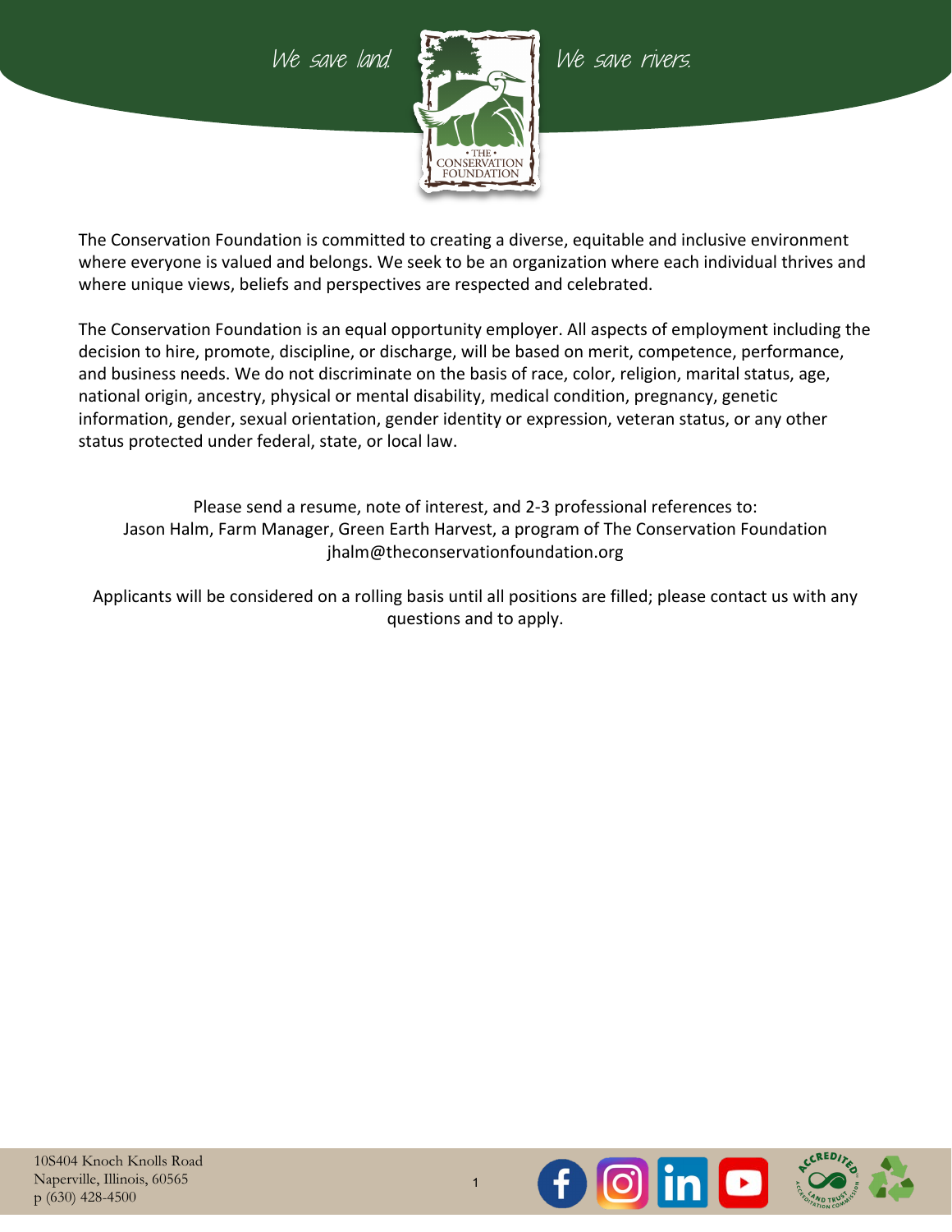The Conservation Foundation is committed to creating a diverse, equitable and inclusive environment where everyone is valued and belongs. We seek to be an organization where each individual thrives and where unique views, beliefs and perspectives are respected and celebrated.

The Conservation Foundation is an equal opportunity employer. All aspects of employment including the decision to hire, promote, discipline, or discharge, will be based on merit, competence, performance, and business needs. We do not discriminate on the basis of race, color, religion, marital status, age, national origin, ancestry, physical or mental disability, medical condition, pregnancy, genetic information, gender, sexual orientation, gender identity or expression, veteran status, or any other status protected under federal, state, or local law.

Please send a resume, note of interest, and 2-3 professional references to:
Jason Halm, Farm Manager, Green Earth Harvest, a program of The Conservation Foundation
jhalm@theconservationfoundation.org

Applicants will be considered on a rolling basis until all positions are filled; please contact us with any questions and to apply.